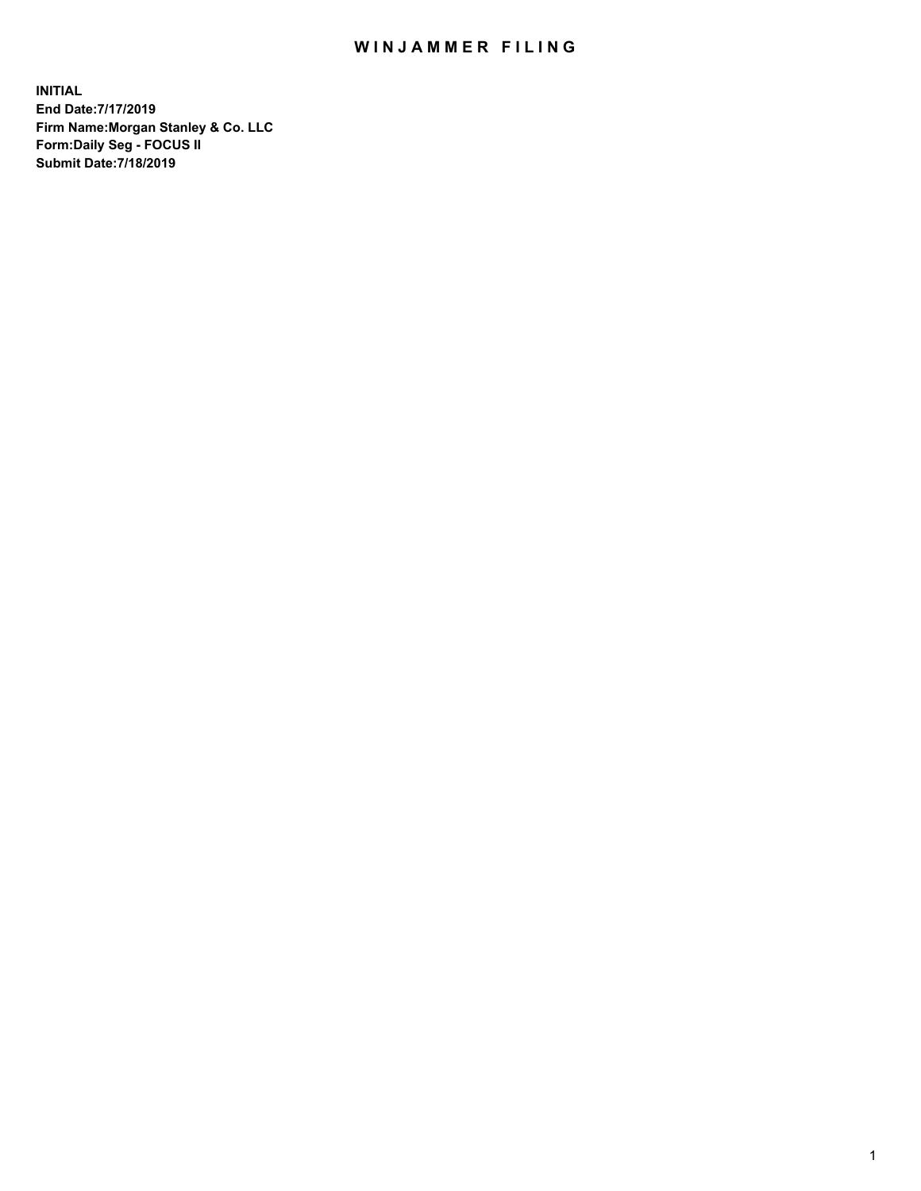# WINJAMMER FILING

**INITIAL**
**End Date:7/17/2019**
**Firm Name:Morgan Stanley & Co. LLC**
**Form:Daily Seg - FOCUS II**
**Submit Date:7/18/2019**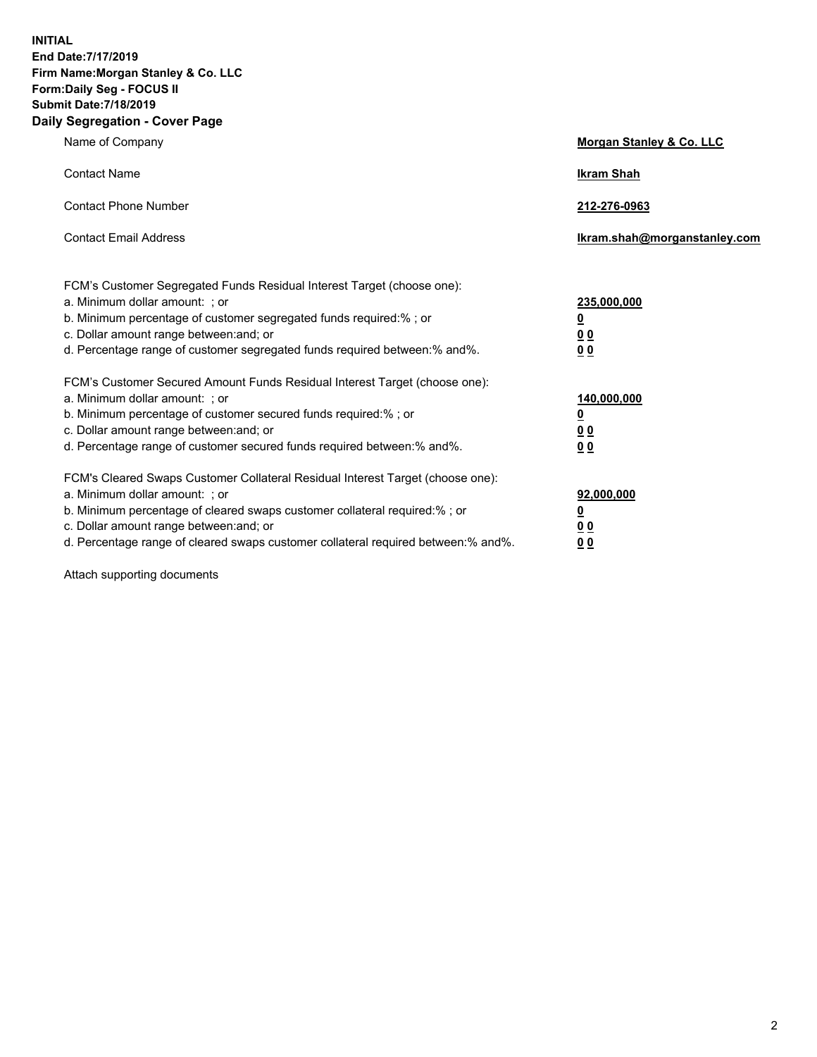**INITIAL**
**End Date:7/17/2019**
**Firm Name:Morgan Stanley & Co. LLC**
**Form:Daily Seg - FOCUS II**
**Submit Date:7/18/2019**

## Daily Segregation - Cover Page

| | |
|---|---|
| Name of Company | **Morgan Stanley & Co. LLC** |
| Contact Name | **Ikram Shah** |
| Contact Phone Number | **212-276-0963** |
| Contact Email Address | **Ikram.shah@morganstanley.com** |

| | |
|---|---|
| FCM's Customer Segregated Funds Residual Interest Target (choose one): | |
| a. Minimum dollar amount: ; or | **235,000,000** |
| b. Minimum percentage of customer segregated funds required:% ; or | **0** |
| c. Dollar amount range between:and; or | **0 0** |
| d. Percentage range of customer segregated funds required between:% and%. | **0 0** |
| FCM's Customer Secured Amount Funds Residual Interest Target (choose one): | |
| a. Minimum dollar amount: ; or | **140,000,000** |
| b. Minimum percentage of customer secured funds required:% ; or | **0** |
| c. Dollar amount range between:and; or | **0 0** |
| d. Percentage range of customer secured funds required between:% and%. | **0 0** |
| FCM's Cleared Swaps Customer Collateral Residual Interest Target (choose one): | |
| a. Minimum dollar amount: ; or | **92,000,000** |
| b. Minimum percentage of cleared swaps customer collateral required:% ; or | **0** |
| c. Dollar amount range between:and; or | **0 0** |
| d. Percentage range of cleared swaps customer collateral required between:% and%. | **0 0** |

Attach supporting documents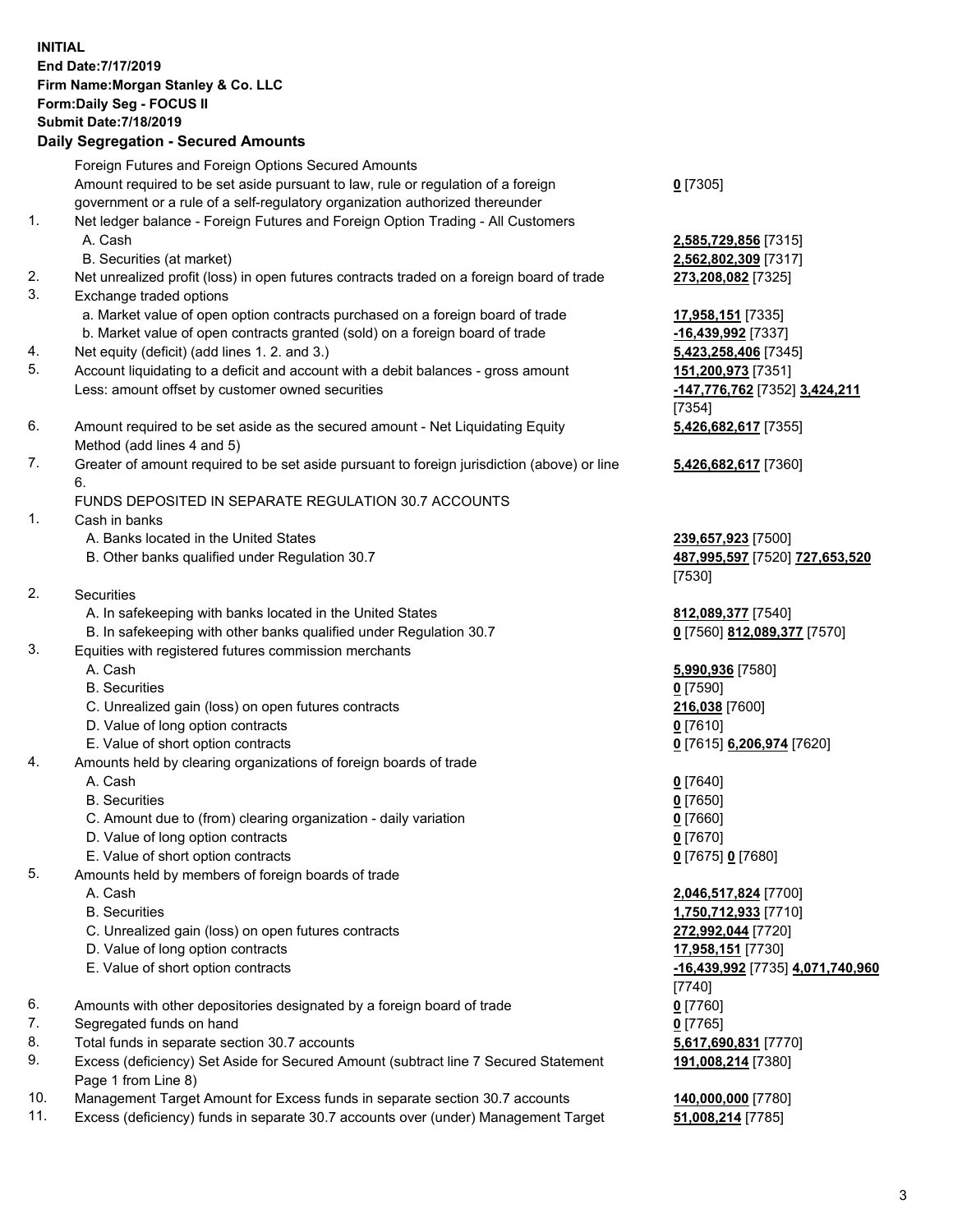**INITIAL**
**End Date:7/17/2019**
**Firm Name:Morgan Stanley & Co. LLC**
**Form:Daily Seg - FOCUS II**
**Submit Date:7/18/2019**

## Daily Segregation - Secured Amounts

| | | |
|---|---|---|
| | Foreign Futures and Foreign Options Secured Amounts | |
| | Amount required to be set aside pursuant to law, rule or regulation of a foreign government or a rule of a self-regulatory organization authorized thereunder | **0** [7305] |
| 1. | Net ledger balance - Foreign Futures and Foreign Option Trading - All Customers | |
| | A. Cash | **2,585,729,856** [7315] |
| | B. Securities (at market) | **2,562,802,309** [7317] |
| 2. | Net unrealized profit (loss) in open futures contracts traded on a foreign board of trade | **273,208,082** [7325] |
| 3. | Exchange traded options | |
| | a. Market value of open option contracts purchased on a foreign board of trade | **17,958,151** [7335] |
| | b. Market value of open contracts granted (sold) on a foreign board of trade | **-16,439,992** [7337] |
| 4. | Net equity (deficit) (add lines 1. 2. and 3.) | **5,423,258,406** [7345] |
| 5. | Account liquidating to a deficit and account with a debit balances - gross amount | **151,200,973** [7351] |
| | Less: amount offset by customer owned securities | **-147,776,762** [7352] **3,424,211** [7354] |
| 6. | Amount required to be set aside as the secured amount - Net Liquidating Equity Method (add lines 4 and 5) | **5,426,682,617** [7355] |
| 7. | Greater of amount required to be set aside pursuant to foreign jurisdiction (above) or line 6. | **5,426,682,617** [7360] |
| | FUNDS DEPOSITED IN SEPARATE REGULATION 30.7 ACCOUNTS | |
| 1. | Cash in banks | |
| | A. Banks located in the United States | **239,657,923** [7500] |
| | B. Other banks qualified under Regulation 30.7 | **487,995,597** [7520] **727,653,520** [7530] |
| 2. | Securities | |
| | A. In safekeeping with banks located in the United States | **812,089,377** [7540] |
| | B. In safekeeping with other banks qualified under Regulation 30.7 | **0** [7560] **812,089,377** [7570] |
| 3. | Equities with registered futures commission merchants | |
| | A. Cash | **5,990,936** [7580] |
| | B. Securities | **0** [7590] |
| | C. Unrealized gain (loss) on open futures contracts | **216,038** [7600] |
| | D. Value of long option contracts | **0** [7610] |
| | E. Value of short option contracts | **0** [7615] **6,206,974** [7620] |
| 4. | Amounts held by clearing organizations of foreign boards of trade | |
| | A. Cash | **0** [7640] |
| | B. Securities | **0** [7650] |
| | C. Amount due to (from) clearing organization - daily variation | **0** [7660] |
| | D. Value of long option contracts | **0** [7670] |
| | E. Value of short option contracts | **0** [7675] **0** [7680] |
| 5. | Amounts held by members of foreign boards of trade | |
| | A. Cash | **2,046,517,824** [7700] |
| | B. Securities | **1,750,712,933** [7710] |
| | C. Unrealized gain (loss) on open futures contracts | **272,992,044** [7720] |
| | D. Value of long option contracts | **17,958,151** [7730] |
| | E. Value of short option contracts | **-16,439,992** [7735] **4,071,740,960** [7740] |
| 6. | Amounts with other depositories designated by a foreign board of trade | **0** [7760] |
| 7. | Segregated funds on hand | **0** [7765] |
| 8. | Total funds in separate section 30.7 accounts | **5,617,690,831** [7770] |
| 9. | Excess (deficiency) Set Aside for Secured Amount (subtract line 7 Secured Statement Page 1 from Line 8) | **191,008,214** [7380] |
| 10. | Management Target Amount for Excess funds in separate section 30.7 accounts | **140,000,000** [7780] |
| 11. | Excess (deficiency) funds in separate 30.7 accounts over (under) Management Target | **51,008,214** [7785] |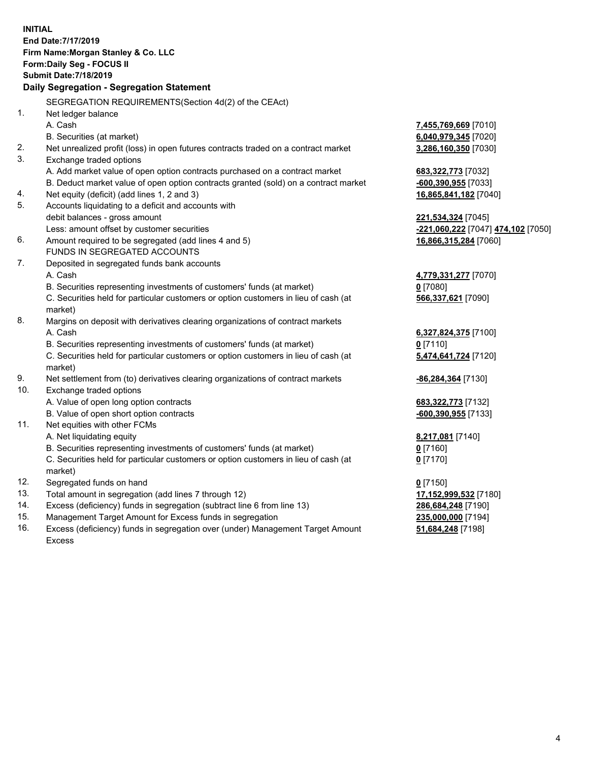**INITIAL**
**End Date:7/17/2019**
**Firm Name:Morgan Stanley & Co. LLC**
**Form:Daily Seg - FOCUS II**
**Submit Date:7/18/2019**

## Daily Segregation - Segregation Statement

SEGREGATION REQUIREMENTS(Section 4d(2) of the CEAct)

| | | |
|---|---|---|
| 1. | Net ledger balance | |
| | A. Cash | **7,455,769,669** [7010] |
| | B. Securities (at market) | **6,040,979,345** [7020] |
| 2. | Net unrealized profit (loss) in open futures contracts traded on a contract market | **3,286,160,350** [7030] |
| 3. | Exchange traded options | |
| | A. Add market value of open option contracts purchased on a contract market | **683,322,773** [7032] |
| | B. Deduct market value of open option contracts granted (sold) on a contract market | **-600,390,955** [7033] |
| 4. | Net equity (deficit) (add lines 1, 2 and 3) | **16,865,841,182** [7040] |
| 5. | Accounts liquidating to a deficit and accounts with debit balances - gross amount | **221,534,324** [7045] |
| | Less: amount offset by customer securities | **-221,060,222** [7047] **474,102** [7050] |
| 6. | Amount required to be segregated (add lines 4 and 5) | **16,866,315,284** [7060] |
| | FUNDS IN SEGREGATED ACCOUNTS | |
| 7. | Deposited in segregated funds bank accounts | |
| | A. Cash | **4,779,331,277** [7070] |
| | B. Securities representing investments of customers' funds (at market) | **0** [7080] |
| | C. Securities held for particular customers or option customers in lieu of cash (at market) | **566,337,621** [7090] |
| 8. | Margins on deposit with derivatives clearing organizations of contract markets | |
| | A. Cash | **6,327,824,375** [7100] |
| | B. Securities representing investments of customers' funds (at market) | **0** [7110] |
| | C. Securities held for particular customers or option customers in lieu of cash (at market) | **5,474,641,724** [7120] |
| 9. | Net settlement from (to) derivatives clearing organizations of contract markets | **-86,284,364** [7130] |
| 10. | Exchange traded options | |
| | A. Value of open long option contracts | **683,322,773** [7132] |
| | B. Value of open short option contracts | **-600,390,955** [7133] |
| 11. | Net equities with other FCMs | |
| | A. Net liquidating equity | **8,217,081** [7140] |
| | B. Securities representing investments of customers' funds (at market) | **0** [7160] |
| | C. Securities held for particular customers or option customers in lieu of cash (at market) | **0** [7170] |
| 12. | Segregated funds on hand | **0** [7150] |
| 13. | Total amount in segregation (add lines 7 through 12) | **17,152,999,532** [7180] |
| 14. | Excess (deficiency) funds in segregation (subtract line 6 from line 13) | **286,684,248** [7190] |
| 15. | Management Target Amount for Excess funds in segregation | **235,000,000** [7194] |
| 16. | Excess (deficiency) funds in segregation over (under) Management Target Amount Excess | **51,684,248** [7198] |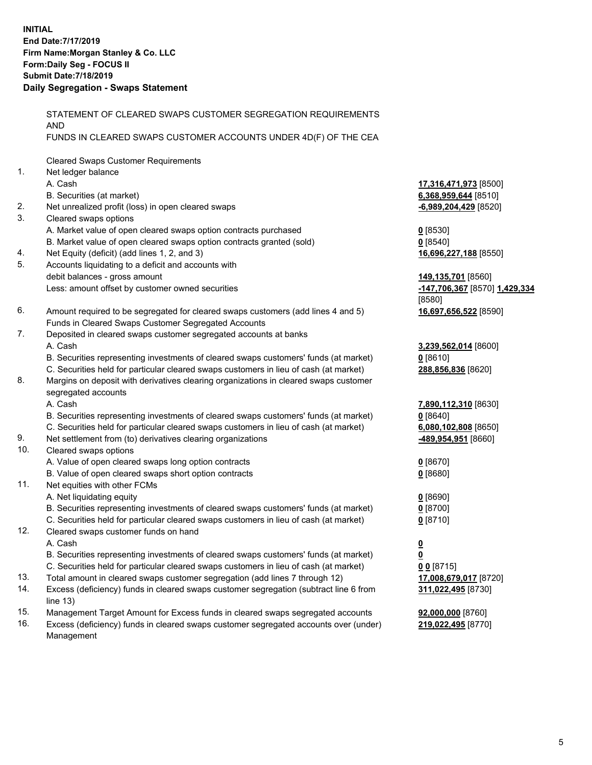**INITIAL**
**End Date:7/17/2019**
**Firm Name:Morgan Stanley & Co. LLC**
**Form:Daily Seg - FOCUS II**
**Submit Date:7/18/2019**
**Daily Segregation - Swaps Statement**

STATEMENT OF CLEARED SWAPS CUSTOMER SEGREGATION REQUIREMENTS AND FUNDS IN CLEARED SWAPS CUSTOMER ACCOUNTS UNDER 4D(F) OF THE CEA

| | | |
|---|---|---|
| | Cleared Swaps Customer Requirements | |
| 1. | Net ledger balance | |
| | A. Cash | **17,316,471,973** [8500] |
| | B. Securities (at market) | **6,368,959,644** [8510] |
| 2. | Net unrealized profit (loss) in open cleared swaps | **-6,989,204,429** [8520] |
| 3. | Cleared swaps options | |
| | A. Market value of open cleared swaps option contracts purchased | **0** [8530] |
| | B. Market value of open cleared swaps option contracts granted (sold) | **0** [8540] |
| 4. | Net Equity (deficit) (add lines 1, 2, and 3) | **16,696,227,188** [8550] |
| 5. | Accounts liquidating to a deficit and accounts with debit balances - gross amount | **149,135,701** [8560] |
| | Less: amount offset by customer owned securities | **-147,706,367** [8570] **1,429,334** [8580] |
| 6. | Amount required to be segregated for cleared swaps customers (add lines 4 and 5) | **16,697,656,522** [8590] |
| | Funds in Cleared Swaps Customer Segregated Accounts | |
| 7. | Deposited in cleared swaps customer segregated accounts at banks | |
| | A. Cash | **3,239,562,014** [8600] |
| | B. Securities representing investments of cleared swaps customers' funds (at market) | **0** [8610] |
| | C. Securities held for particular cleared swaps customers in lieu of cash (at market) | **288,856,836** [8620] |
| 8. | Margins on deposit with derivatives clearing organizations in cleared swaps customer segregated accounts | |
| | A. Cash | **7,890,112,310** [8630] |
| | B. Securities representing investments of cleared swaps customers' funds (at market) | **0** [8640] |
| | C. Securities held for particular cleared swaps customers in lieu of cash (at market) | **6,080,102,808** [8650] |
| 9. | Net settlement from (to) derivatives clearing organizations | **-489,954,951** [8660] |
| 10. | Cleared swaps options | |
| | A. Value of open cleared swaps long option contracts | **0** [8670] |
| | B. Value of open cleared swaps short option contracts | **0** [8680] |
| 11. | Net equities with other FCMs | |
| | A. Net liquidating equity | **0** [8690] |
| | B. Securities representing investments of cleared swaps customers' funds (at market) | **0** [8700] |
| | C. Securities held for particular cleared swaps customers in lieu of cash (at market) | **0** [8710] |
| 12. | Cleared swaps customer funds on hand | |
| | A. Cash | **0** |
| | B. Securities representing investments of cleared swaps customers' funds (at market) | **0** |
| | C. Securities held for particular cleared swaps customers in lieu of cash (at market) | **0** **0** [8715] |
| 13. | Total amount in cleared swaps customer segregation (add lines 7 through 12) | **17,008,679,017** [8720] |
| 14. | Excess (deficiency) funds in cleared swaps customer segregation (subtract line 6 from line 13) | **311,022,495** [8730] |
| 15. | Management Target Amount for Excess funds in cleared swaps segregated accounts | **92,000,000** [8760] |
| 16. | Excess (deficiency) funds in cleared swaps customer segregated accounts over (under) Management | **219,022,495** [8770] |